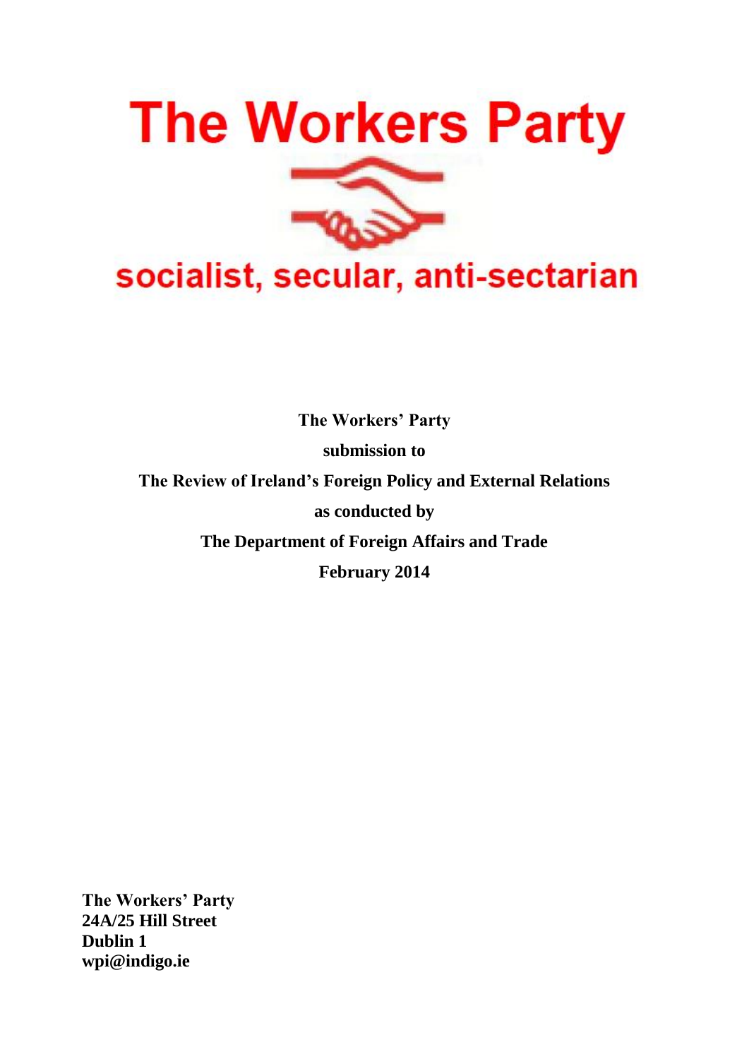# The Workers Party

socialist, secular, anti-sectarian

**The Workers' Party**

**submission to**

**The Review of Ireland's Foreign Policy and External Relations**

**as conducted by**

**The Department of Foreign Affairs and Trade**

**February 2014**

**The Workers' Party**
**24A/25 Hill Street**
**Dublin 1**
**wpi@indigo.ie**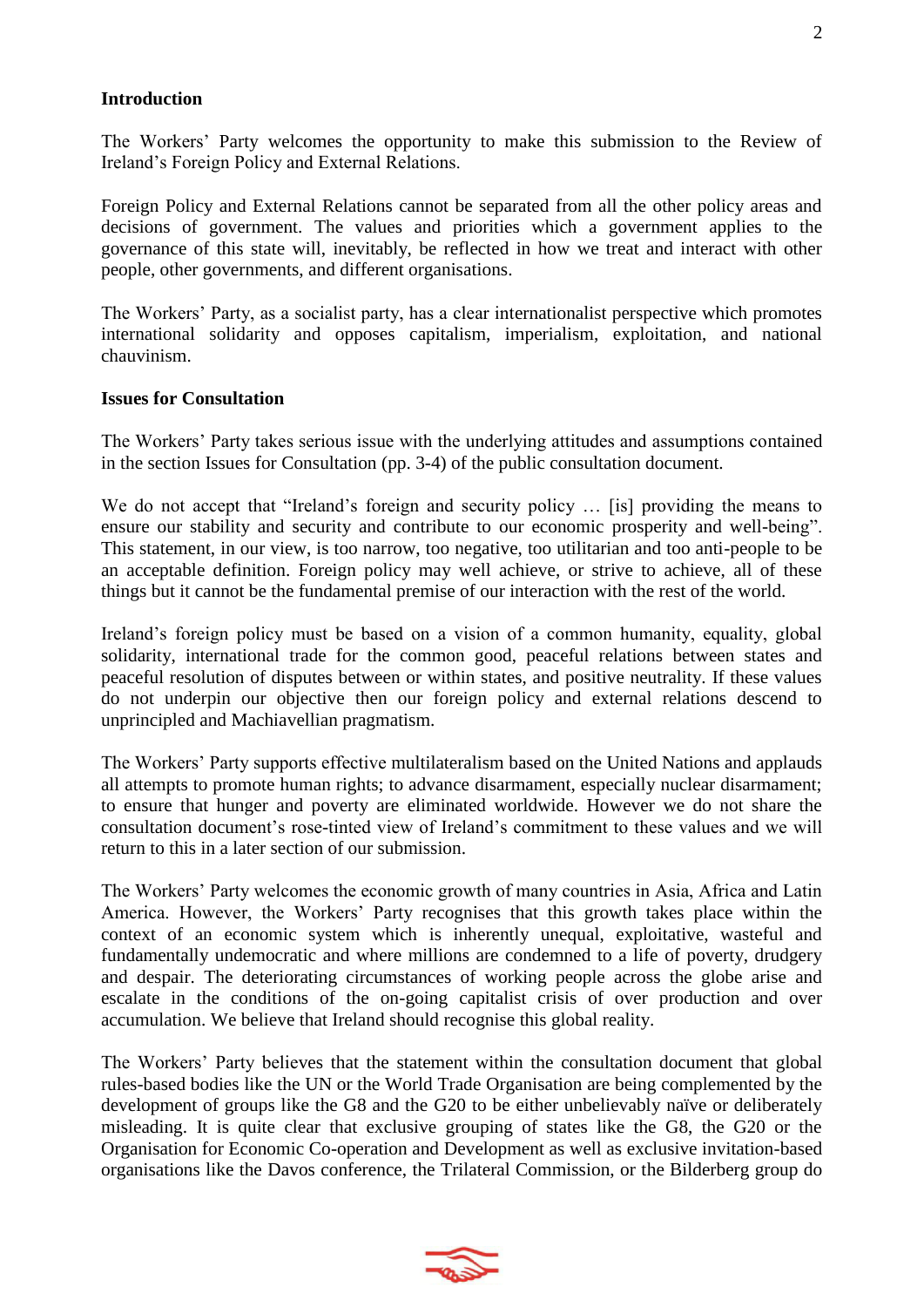## Introduction

The Workers' Party welcomes the opportunity to make this submission to the Review of Ireland's Foreign Policy and External Relations.

Foreign Policy and External Relations cannot be separated from all the other policy areas and decisions of government. The values and priorities which a government applies to the governance of this state will, inevitably, be reflected in how we treat and interact with other people, other governments, and different organisations.

The Workers' Party, as a socialist party, has a clear internationalist perspective which promotes international solidarity and opposes capitalism, imperialism, exploitation, and national chauvinism.

## Issues for Consultation

The Workers' Party takes serious issue with the underlying attitudes and assumptions contained in the section Issues for Consultation (pp. 3-4) of the public consultation document.

We do not accept that "Ireland's foreign and security policy … [is] providing the means to ensure our stability and security and contribute to our economic prosperity and well-being". This statement, in our view, is too narrow, too negative, too utilitarian and too anti-people to be an acceptable definition. Foreign policy may well achieve, or strive to achieve, all of these things but it cannot be the fundamental premise of our interaction with the rest of the world.

Ireland's foreign policy must be based on a vision of a common humanity, equality, global solidarity, international trade for the common good, peaceful relations between states and peaceful resolution of disputes between or within states, and positive neutrality. If these values do not underpin our objective then our foreign policy and external relations descend to unprincipled and Machiavellian pragmatism.

The Workers' Party supports effective multilateralism based on the United Nations and applauds all attempts to promote human rights; to advance disarmament, especially nuclear disarmament; to ensure that hunger and poverty are eliminated worldwide. However we do not share the consultation document's rose-tinted view of Ireland's commitment to these values and we will return to this in a later section of our submission.

The Workers' Party welcomes the economic growth of many countries in Asia, Africa and Latin America. However, the Workers' Party recognises that this growth takes place within the context of an economic system which is inherently unequal, exploitative, wasteful and fundamentally undemocratic and where millions are condemned to a life of poverty, drudgery and despair. The deteriorating circumstances of working people across the globe arise and escalate in the conditions of the on-going capitalist crisis of over production and over accumulation. We believe that Ireland should recognise this global reality.

The Workers' Party believes that the statement within the consultation document that global rules-based bodies like the UN or the World Trade Organisation are being complemented by the development of groups like the G8 and the G20 to be either unbelievably naïve or deliberately misleading. It is quite clear that exclusive grouping of states like the G8, the G20 or the Organisation for Economic Co-operation and Development as well as exclusive invitation-based organisations like the Davos conference, the Trilateral Commission, or the Bilderberg group do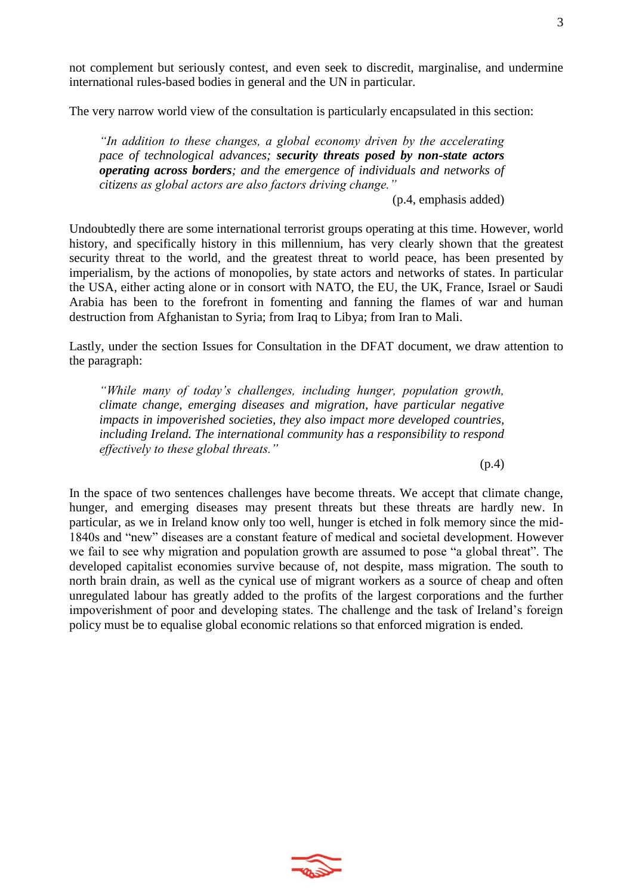not complement but seriously contest, and even seek to discredit, marginalise, and undermine international rules-based bodies in general and the UN in particular.

The very narrow world view of the consultation is particularly encapsulated in this section:

> *"In addition to these changes, a global economy driven by the accelerating pace of technological advances;* ***security threats posed by non-state actors operating across borders****; and the emergence of individuals and networks of citizens as global actors are also factors driving change."*
>
> (p.4, emphasis added)

Undoubtedly there are some international terrorist groups operating at this time. However, world history, and specifically history in this millennium, has very clearly shown that the greatest security threat to the world, and the greatest threat to world peace, has been presented by imperialism, by the actions of monopolies, by state actors and networks of states. In particular the USA, either acting alone or in consort with NATO, the EU, the UK, France, Israel or Saudi Arabia has been to the forefront in fomenting and fanning the flames of war and human destruction from Afghanistan to Syria; from Iraq to Libya; from Iran to Mali.

Lastly, under the section Issues for Consultation in the DFAT document, we draw attention to the paragraph:

> *"While many of today's challenges, including hunger, population growth, climate change, emerging diseases and migration, have particular negative impacts in impoverished societies, they also impact more developed countries, including Ireland. The international community has a responsibility to respond effectively to these global threats."*
>
> (p.4)

In the space of two sentences challenges have become threats. We accept that climate change, hunger, and emerging diseases may present threats but these threats are hardly new. In particular, as we in Ireland know only too well, hunger is etched in folk memory since the mid-1840s and "new" diseases are a constant feature of medical and societal development. However we fail to see why migration and population growth are assumed to pose "a global threat". The developed capitalist economies survive because of, not despite, mass migration. The south to north brain drain, as well as the cynical use of migrant workers as a source of cheap and often unregulated labour has greatly added to the profits of the largest corporations and the further impoverishment of poor and developing states. The challenge and the task of Ireland's foreign policy must be to equalise global economic relations so that enforced migration is ended.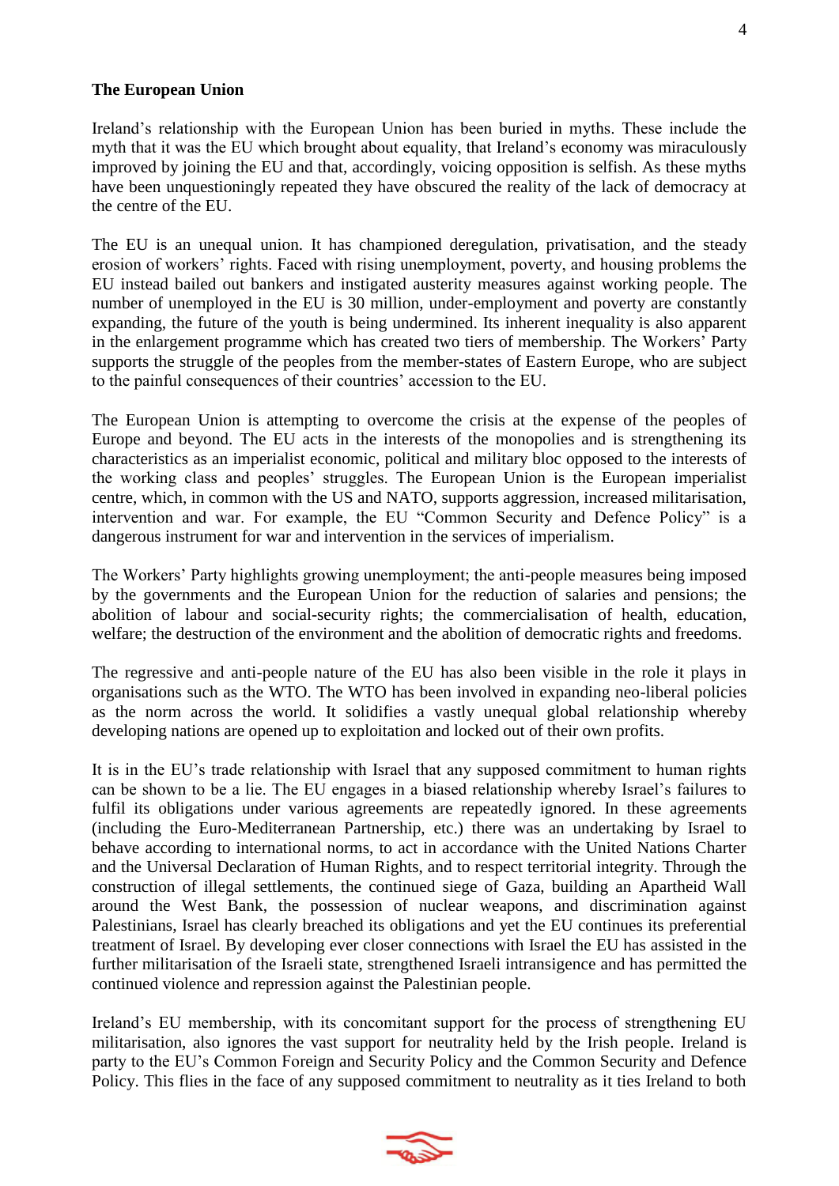**The European Union**

Ireland's relationship with the European Union has been buried in myths. These include the myth that it was the EU which brought about equality, that Ireland's economy was miraculously improved by joining the EU and that, accordingly, voicing opposition is selfish. As these myths have been unquestioningly repeated they have obscured the reality of the lack of democracy at the centre of the EU.

The EU is an unequal union. It has championed deregulation, privatisation, and the steady erosion of workers' rights. Faced with rising unemployment, poverty, and housing problems the EU instead bailed out bankers and instigated austerity measures against working people. The number of unemployed in the EU is 30 million, under-employment and poverty are constantly expanding, the future of the youth is being undermined. Its inherent inequality is also apparent in the enlargement programme which has created two tiers of membership. The Workers' Party supports the struggle of the peoples from the member-states of Eastern Europe, who are subject to the painful consequences of their countries' accession to the EU.

The European Union is attempting to overcome the crisis at the expense of the peoples of Europe and beyond. The EU acts in the interests of the monopolies and is strengthening its characteristics as an imperialist economic, political and military bloc opposed to the interests of the working class and peoples' struggles. The European Union is the European imperialist centre, which, in common with the US and NATO, supports aggression, increased militarisation, intervention and war. For example, the EU "Common Security and Defence Policy" is a dangerous instrument for war and intervention in the services of imperialism.

The Workers' Party highlights growing unemployment; the anti-people measures being imposed by the governments and the European Union for the reduction of salaries and pensions; the abolition of labour and social-security rights; the commercialisation of health, education, welfare; the destruction of the environment and the abolition of democratic rights and freedoms.

The regressive and anti-people nature of the EU has also been visible in the role it plays in organisations such as the WTO. The WTO has been involved in expanding neo-liberal policies as the norm across the world. It solidifies a vastly unequal global relationship whereby developing nations are opened up to exploitation and locked out of their own profits.

It is in the EU's trade relationship with Israel that any supposed commitment to human rights can be shown to be a lie. The EU engages in a biased relationship whereby Israel's failures to fulfil its obligations under various agreements are repeatedly ignored. In these agreements (including the Euro-Mediterranean Partnership, etc.) there was an undertaking by Israel to behave according to international norms, to act in accordance with the United Nations Charter and the Universal Declaration of Human Rights, and to respect territorial integrity. Through the construction of illegal settlements, the continued siege of Gaza, building an Apartheid Wall around the West Bank, the possession of nuclear weapons, and discrimination against Palestinians, Israel has clearly breached its obligations and yet the EU continues its preferential treatment of Israel. By developing ever closer connections with Israel the EU has assisted in the further militarisation of the Israeli state, strengthened Israeli intransigence and has permitted the continued violence and repression against the Palestinian people.

Ireland's EU membership, with its concomitant support for the process of strengthening EU militarisation, also ignores the vast support for neutrality held by the Irish people. Ireland is party to the EU's Common Foreign and Security Policy and the Common Security and Defence Policy. This flies in the face of any supposed commitment to neutrality as it ties Ireland to both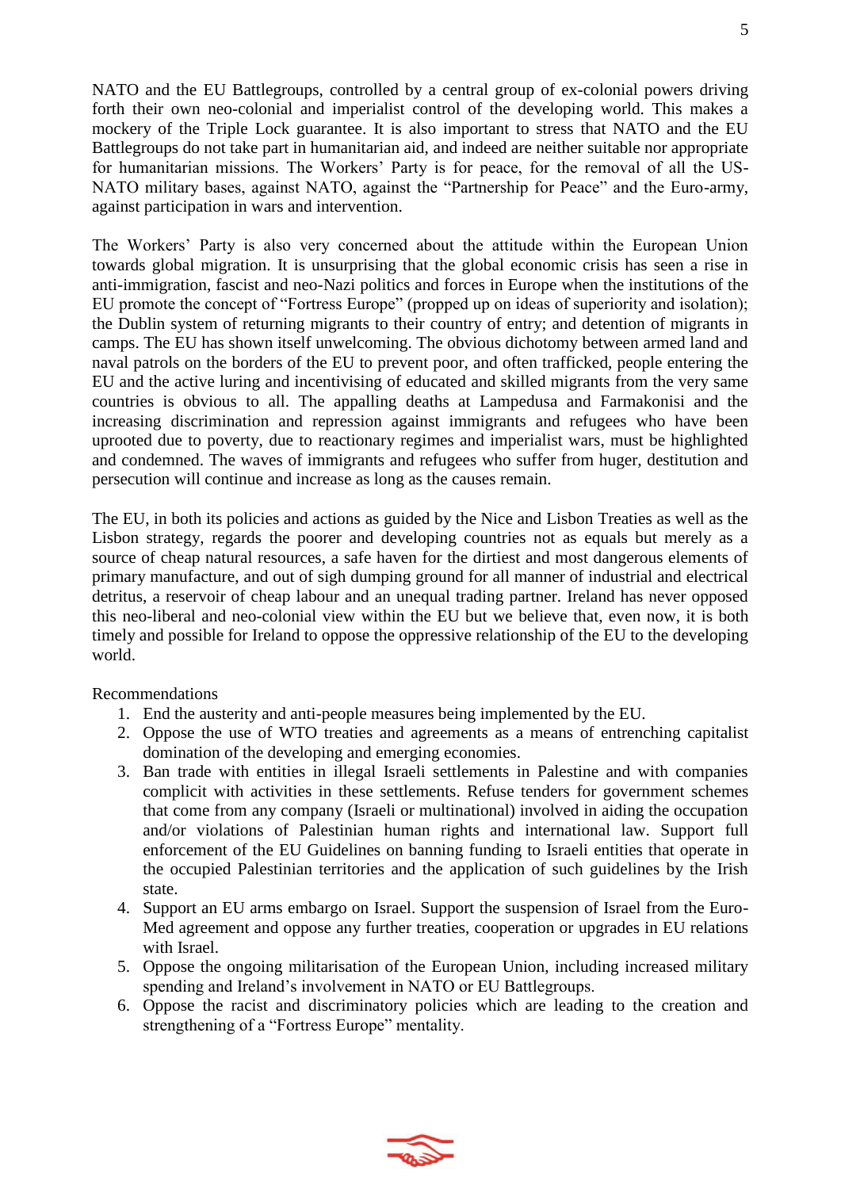NATO and the EU Battlegroups, controlled by a central group of ex-colonial powers driving forth their own neo-colonial and imperialist control of the developing world. This makes a mockery of the Triple Lock guarantee. It is also important to stress that NATO and the EU Battlegroups do not take part in humanitarian aid, and indeed are neither suitable nor appropriate for humanitarian missions. The Workers' Party is for peace, for the removal of all the US-NATO military bases, against NATO, against the "Partnership for Peace" and the Euro-army, against participation in wars and intervention.

The Workers' Party is also very concerned about the attitude within the European Union towards global migration. It is unsurprising that the global economic crisis has seen a rise in anti-immigration, fascist and neo-Nazi politics and forces in Europe when the institutions of the EU promote the concept of "Fortress Europe" (propped up on ideas of superiority and isolation); the Dublin system of returning migrants to their country of entry; and detention of migrants in camps. The EU has shown itself unwelcoming. The obvious dichotomy between armed land and naval patrols on the borders of the EU to prevent poor, and often trafficked, people entering the EU and the active luring and incentivising of educated and skilled migrants from the very same countries is obvious to all. The appalling deaths at Lampedusa and Farmakonisi and the increasing discrimination and repression against immigrants and refugees who have been uprooted due to poverty, due to reactionary regimes and imperialist wars, must be highlighted and condemned. The waves of immigrants and refugees who suffer from huger, destitution and persecution will continue and increase as long as the causes remain.

The EU, in both its policies and actions as guided by the Nice and Lisbon Treaties as well as the Lisbon strategy, regards the poorer and developing countries not as equals but merely as a source of cheap natural resources, a safe haven for the dirtiest and most dangerous elements of primary manufacture, and out of sigh dumping ground for all manner of industrial and electrical detritus, a reservoir of cheap labour and an unequal trading partner. Ireland has never opposed this neo-liberal and neo-colonial view within the EU but we believe that, even now, it is both timely and possible for Ireland to oppose the oppressive relationship of the EU to the developing world.

Recommendations

1. End the austerity and anti-people measures being implemented by the EU.
2. Oppose the use of WTO treaties and agreements as a means of entrenching capitalist domination of the developing and emerging economies.
3. Ban trade with entities in illegal Israeli settlements in Palestine and with companies complicit with activities in these settlements. Refuse tenders for government schemes that come from any company (Israeli or multinational) involved in aiding the occupation and/or violations of Palestinian human rights and international law. Support full enforcement of the EU Guidelines on banning funding to Israeli entities that operate in the occupied Palestinian territories and the application of such guidelines by the Irish state.
4. Support an EU arms embargo on Israel. Support the suspension of Israel from the Euro-Med agreement and oppose any further treaties, cooperation or upgrades in EU relations with Israel.
5. Oppose the ongoing militarisation of the European Union, including increased military spending and Ireland's involvement in NATO or EU Battlegroups.
6. Oppose the racist and discriminatory policies which are leading to the creation and strengthening of a "Fortress Europe" mentality.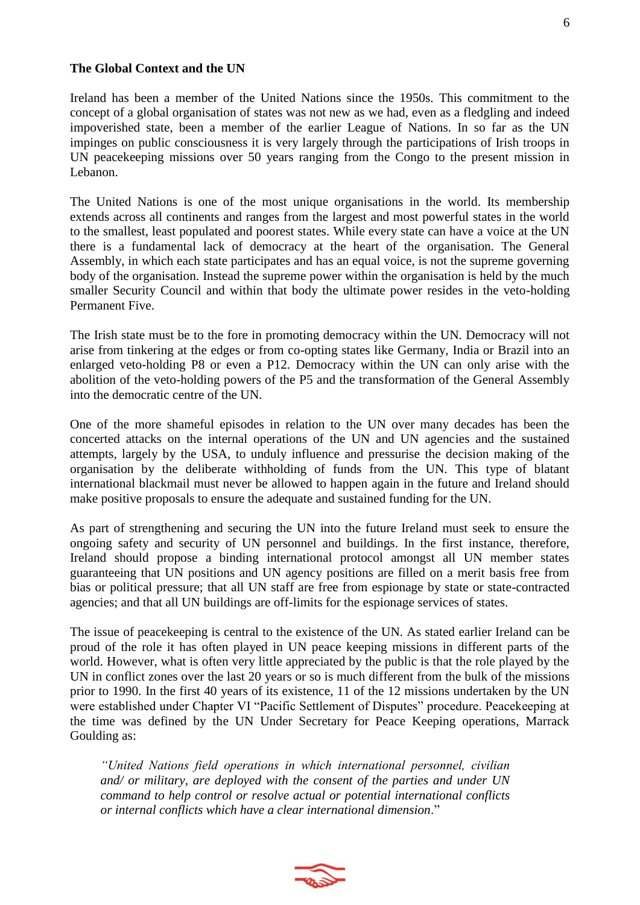**The Global Context and the UN**

Ireland has been a member of the United Nations since the 1950s. This commitment to the concept of a global organisation of states was not new as we had, even as a fledgling and indeed impoverished state, been a member of the earlier League of Nations. In so far as the UN impinges on public consciousness it is very largely through the participations of Irish troops in UN peacekeeping missions over 50 years ranging from the Congo to the present mission in Lebanon.

The United Nations is one of the most unique organisations in the world. Its membership extends across all continents and ranges from the largest and most powerful states in the world to the smallest, least populated and poorest states. While every state can have a voice at the UN there is a fundamental lack of democracy at the heart of the organisation. The General Assembly, in which each state participates and has an equal voice, is not the supreme governing body of the organisation. Instead the supreme power within the organisation is held by the much smaller Security Council and within that body the ultimate power resides in the veto-holding Permanent Five.

The Irish state must be to the fore in promoting democracy within the UN. Democracy will not arise from tinkering at the edges or from co-opting states like Germany, India or Brazil into an enlarged veto-holding P8 or even a P12. Democracy within the UN can only arise with the abolition of the veto-holding powers of the P5 and the transformation of the General Assembly into the democratic centre of the UN.

One of the more shameful episodes in relation to the UN over many decades has been the concerted attacks on the internal operations of the UN and UN agencies and the sustained attempts, largely by the USA, to unduly influence and pressurise the decision making of the organisation by the deliberate withholding of funds from the UN. This type of blatant international blackmail must never be allowed to happen again in the future and Ireland should make positive proposals to ensure the adequate and sustained funding for the UN.

As part of strengthening and securing the UN into the future Ireland must seek to ensure the ongoing safety and security of UN personnel and buildings. In the first instance, therefore, Ireland should propose a binding international protocol amongst all UN member states guaranteeing that UN positions and UN agency positions are filled on a merit basis free from bias or political pressure; that all UN staff are free from espionage by state or state-contracted agencies; and that all UN buildings are off-limits for the espionage services of states.

The issue of peacekeeping is central to the existence of the UN. As stated earlier Ireland can be proud of the role it has often played in UN peace keeping missions in different parts of the world. However, what is often very little appreciated by the public is that the role played by the UN in conflict zones over the last 20 years or so is much different from the bulk of the missions prior to 1990. In the first 40 years of its existence, 11 of the 12 missions undertaken by the UN were established under Chapter VI "Pacific Settlement of Disputes" procedure. Peacekeeping at the time was defined by the UN Under Secretary for Peace Keeping operations, Marrack Goulding as:

> *"United Nations field operations in which international personnel, civilian and/ or military, are deployed with the consent of the parties and under UN command to help control or resolve actual or potential international conflicts or internal conflicts which have a clear international dimension.*"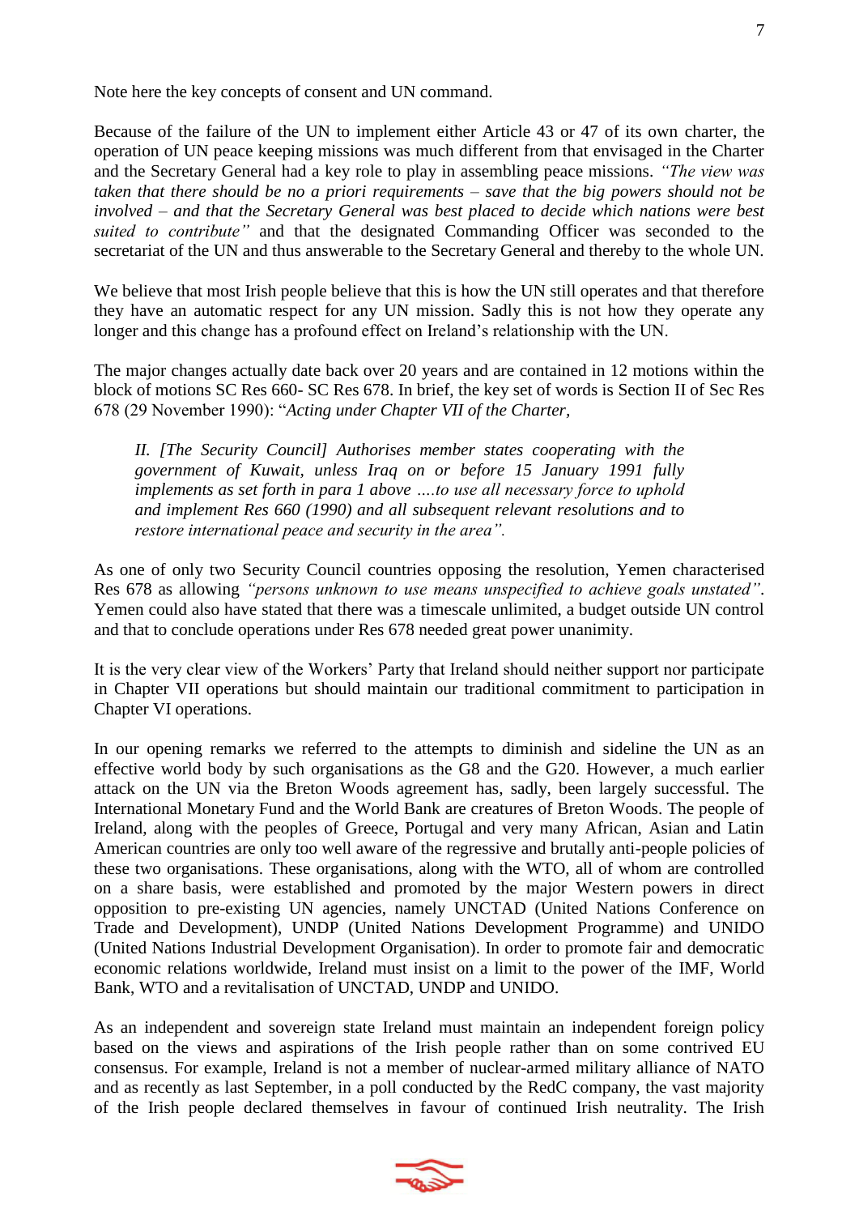Note here the key concepts of consent and UN command.

Because of the failure of the UN to implement either Article 43 or 47 of its own charter, the operation of UN peace keeping missions was much different from that envisaged in the Charter and the Secretary General had a key role to play in assembling peace missions. *"The view was taken that there should be no a priori requirements – save that the big powers should not be involved – and that the Secretary General was best placed to decide which nations were best suited to contribute"* and that the designated Commanding Officer was seconded to the secretariat of the UN and thus answerable to the Secretary General and thereby to the whole UN.

We believe that most Irish people believe that this is how the UN still operates and that therefore they have an automatic respect for any UN mission. Sadly this is not how they operate any longer and this change has a profound effect on Ireland's relationship with the UN.

The major changes actually date back over 20 years and are contained in 12 motions within the block of motions SC Res 660- SC Res 678. In brief, the key set of words is Section II of Sec Res 678 (29 November 1990): "*Acting under Chapter VII of the Charter,*

> *II. [The Security Council] Authorises member states cooperating with the government of Kuwait, unless Iraq on or before 15 January 1991 fully implements as set forth in para 1 above ….to use all necessary force to uphold and implement Res 660 (1990) and all subsequent relevant resolutions and to restore international peace and security in the area".*

As one of only two Security Council countries opposing the resolution, Yemen characterised Res 678 as allowing *"persons unknown to use means unspecified to achieve goals unstated"*. Yemen could also have stated that there was a timescale unlimited, a budget outside UN control and that to conclude operations under Res 678 needed great power unanimity.

It is the very clear view of the Workers' Party that Ireland should neither support nor participate in Chapter VII operations but should maintain our traditional commitment to participation in Chapter VI operations.

In our opening remarks we referred to the attempts to diminish and sideline the UN as an effective world body by such organisations as the G8 and the G20. However, a much earlier attack on the UN via the Breton Woods agreement has, sadly, been largely successful. The International Monetary Fund and the World Bank are creatures of Breton Woods. The people of Ireland, along with the peoples of Greece, Portugal and very many African, Asian and Latin American countries are only too well aware of the regressive and brutally anti-people policies of these two organisations. These organisations, along with the WTO, all of whom are controlled on a share basis, were established and promoted by the major Western powers in direct opposition to pre-existing UN agencies, namely UNCTAD (United Nations Conference on Trade and Development), UNDP (United Nations Development Programme) and UNIDO (United Nations Industrial Development Organisation). In order to promote fair and democratic economic relations worldwide, Ireland must insist on a limit to the power of the IMF, World Bank, WTO and a revitalisation of UNCTAD, UNDP and UNIDO.

As an independent and sovereign state Ireland must maintain an independent foreign policy based on the views and aspirations of the Irish people rather than on some contrived EU consensus. For example, Ireland is not a member of nuclear-armed military alliance of NATO and as recently as last September, in a poll conducted by the RedC company, the vast majority of the Irish people declared themselves in favour of continued Irish neutrality. The Irish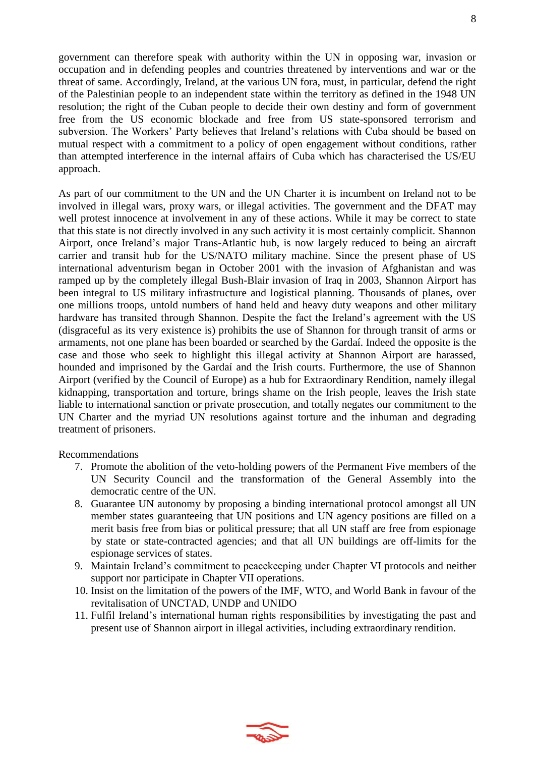government can therefore speak with authority within the UN in opposing war, invasion or occupation and in defending peoples and countries threatened by interventions and war or the threat of same. Accordingly, Ireland, at the various UN fora, must, in particular, defend the right of the Palestinian people to an independent state within the territory as defined in the 1948 UN resolution; the right of the Cuban people to decide their own destiny and form of government free from the US economic blockade and free from US state-sponsored terrorism and subversion. The Workers' Party believes that Ireland's relations with Cuba should be based on mutual respect with a commitment to a policy of open engagement without conditions, rather than attempted interference in the internal affairs of Cuba which has characterised the US/EU approach.

As part of our commitment to the UN and the UN Charter it is incumbent on Ireland not to be involved in illegal wars, proxy wars, or illegal activities. The government and the DFAT may well protest innocence at involvement in any of these actions. While it may be correct to state that this state is not directly involved in any such activity it is most certainly complicit. Shannon Airport, once Ireland's major Trans-Atlantic hub, is now largely reduced to being an aircraft carrier and transit hub for the US/NATO military machine. Since the present phase of US international adventurism began in October 2001 with the invasion of Afghanistan and was ramped up by the completely illegal Bush-Blair invasion of Iraq in 2003, Shannon Airport has been integral to US military infrastructure and logistical planning. Thousands of planes, over one millions troops, untold numbers of hand held and heavy duty weapons and other military hardware has transited through Shannon. Despite the fact the Ireland's agreement with the US (disgraceful as its very existence is) prohibits the use of Shannon for through transit of arms or armaments, not one plane has been boarded or searched by the Gardaí. Indeed the opposite is the case and those who seek to highlight this illegal activity at Shannon Airport are harassed, hounded and imprisoned by the Gardaí and the Irish courts. Furthermore, the use of Shannon Airport (verified by the Council of Europe) as a hub for Extraordinary Rendition, namely illegal kidnapping, transportation and torture, brings shame on the Irish people, leaves the Irish state liable to international sanction or private prosecution, and totally negates our commitment to the UN Charter and the myriad UN resolutions against torture and the inhuman and degrading treatment of prisoners.

Recommendations

7. Promote the abolition of the veto-holding powers of the Permanent Five members of the UN Security Council and the transformation of the General Assembly into the democratic centre of the UN.
8. Guarantee UN autonomy by proposing a binding international protocol amongst all UN member states guaranteeing that UN positions and UN agency positions are filled on a merit basis free from bias or political pressure; that all UN staff are free from espionage by state or state-contracted agencies; and that all UN buildings are off-limits for the espionage services of states.
9. Maintain Ireland's commitment to peacekeeping under Chapter VI protocols and neither support nor participate in Chapter VII operations.
10. Insist on the limitation of the powers of the IMF, WTO, and World Bank in favour of the revitalisation of UNCTAD, UNDP and UNIDO
11. Fulfil Ireland's international human rights responsibilities by investigating the past and present use of Shannon airport in illegal activities, including extraordinary rendition.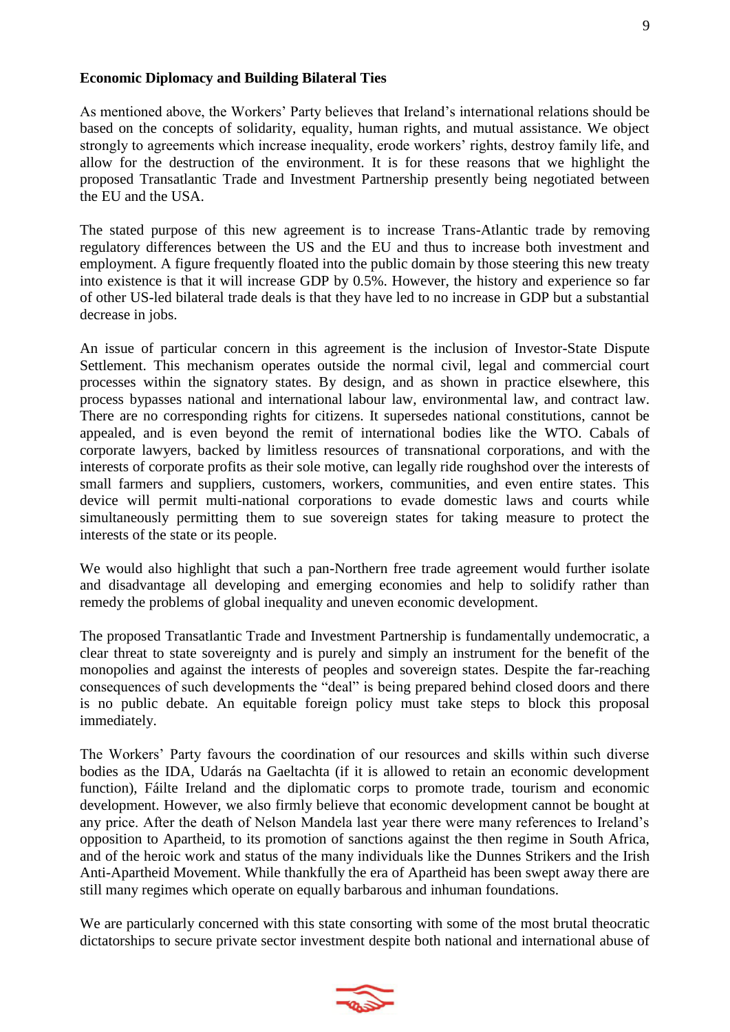**Economic Diplomacy and Building Bilateral Ties**

As mentioned above, the Workers' Party believes that Ireland's international relations should be based on the concepts of solidarity, equality, human rights, and mutual assistance. We object strongly to agreements which increase inequality, erode workers' rights, destroy family life, and allow for the destruction of the environment. It is for these reasons that we highlight the proposed Transatlantic Trade and Investment Partnership presently being negotiated between the EU and the USA.

The stated purpose of this new agreement is to increase Trans-Atlantic trade by removing regulatory differences between the US and the EU and thus to increase both investment and employment. A figure frequently floated into the public domain by those steering this new treaty into existence is that it will increase GDP by 0.5%. However, the history and experience so far of other US-led bilateral trade deals is that they have led to no increase in GDP but a substantial decrease in jobs.

An issue of particular concern in this agreement is the inclusion of Investor-State Dispute Settlement. This mechanism operates outside the normal civil, legal and commercial court processes within the signatory states. By design, and as shown in practice elsewhere, this process bypasses national and international labour law, environmental law, and contract law. There are no corresponding rights for citizens. It supersedes national constitutions, cannot be appealed, and is even beyond the remit of international bodies like the WTO. Cabals of corporate lawyers, backed by limitless resources of transnational corporations, and with the interests of corporate profits as their sole motive, can legally ride roughshod over the interests of small farmers and suppliers, customers, workers, communities, and even entire states. This device will permit multi-national corporations to evade domestic laws and courts while simultaneously permitting them to sue sovereign states for taking measure to protect the interests of the state or its people.

We would also highlight that such a pan-Northern free trade agreement would further isolate and disadvantage all developing and emerging economies and help to solidify rather than remedy the problems of global inequality and uneven economic development.

The proposed Transatlantic Trade and Investment Partnership is fundamentally undemocratic, a clear threat to state sovereignty and is purely and simply an instrument for the benefit of the monopolies and against the interests of peoples and sovereign states. Despite the far-reaching consequences of such developments the "deal" is being prepared behind closed doors and there is no public debate. An equitable foreign policy must take steps to block this proposal immediately.

The Workers' Party favours the coordination of our resources and skills within such diverse bodies as the IDA, Udarás na Gaeltachta (if it is allowed to retain an economic development function), Fáilte Ireland and the diplomatic corps to promote trade, tourism and economic development. However, we also firmly believe that economic development cannot be bought at any price. After the death of Nelson Mandela last year there were many references to Ireland's opposition to Apartheid, to its promotion of sanctions against the then regime in South Africa, and of the heroic work and status of the many individuals like the Dunnes Strikers and the Irish Anti-Apartheid Movement. While thankfully the era of Apartheid has been swept away there are still many regimes which operate on equally barbarous and inhuman foundations.

We are particularly concerned with this state consorting with some of the most brutal theocratic dictatorships to secure private sector investment despite both national and international abuse of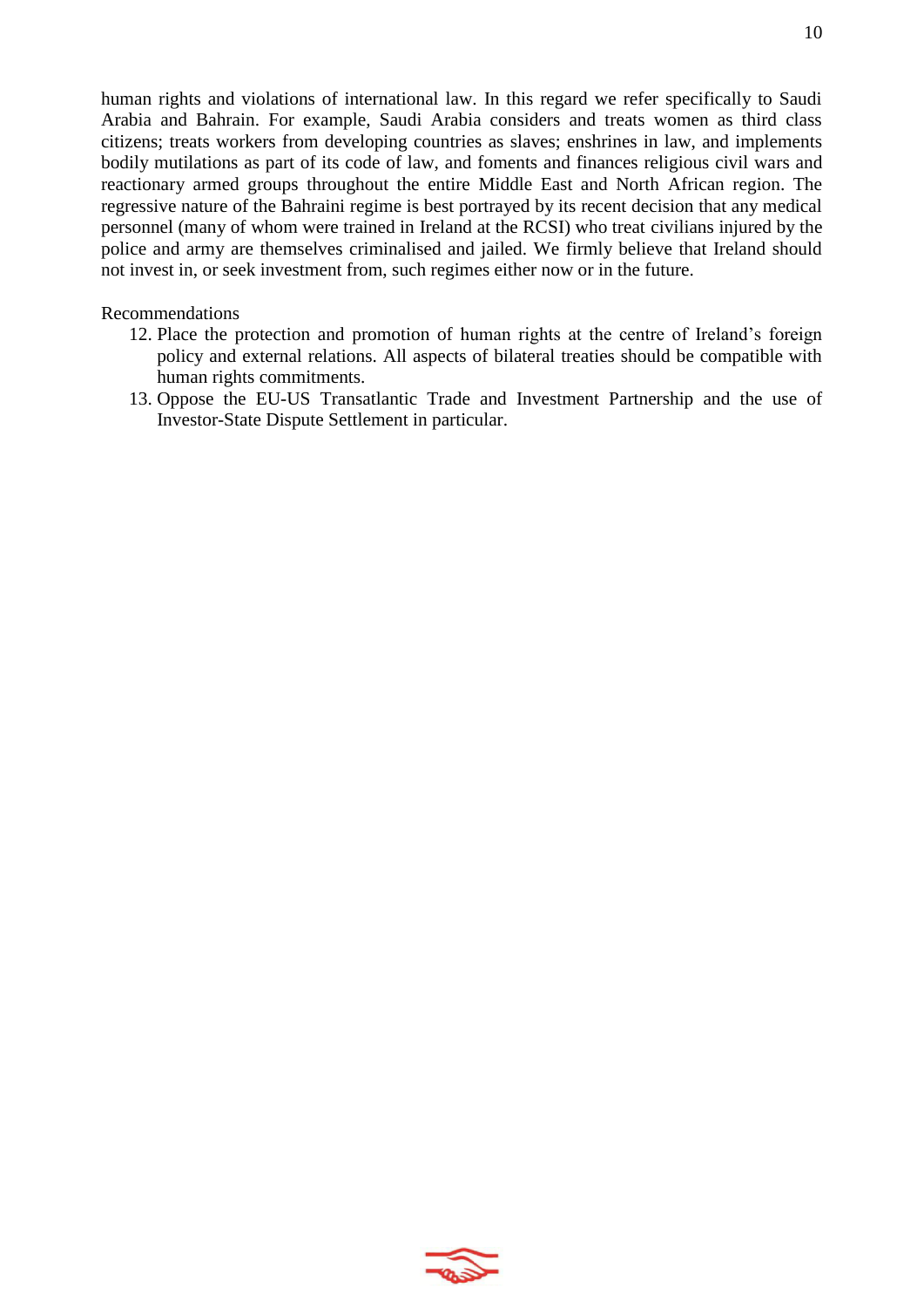human rights and violations of international law. In this regard we refer specifically to Saudi Arabia and Bahrain. For example, Saudi Arabia considers and treats women as third class citizens; treats workers from developing countries as slaves; enshrines in law, and implements bodily mutilations as part of its code of law, and foments and finances religious civil wars and reactionary armed groups throughout the entire Middle East and North African region. The regressive nature of the Bahraini regime is best portrayed by its recent decision that any medical personnel (many of whom were trained in Ireland at the RCSI) who treat civilians injured by the police and army are themselves criminalised and jailed. We firmly believe that Ireland should not invest in, or seek investment from, such regimes either now or in the future.

Recommendations

12. Place the protection and promotion of human rights at the centre of Ireland's foreign policy and external relations. All aspects of bilateral treaties should be compatible with human rights commitments.
13. Oppose the EU-US Transatlantic Trade and Investment Partnership and the use of Investor-State Dispute Settlement in particular.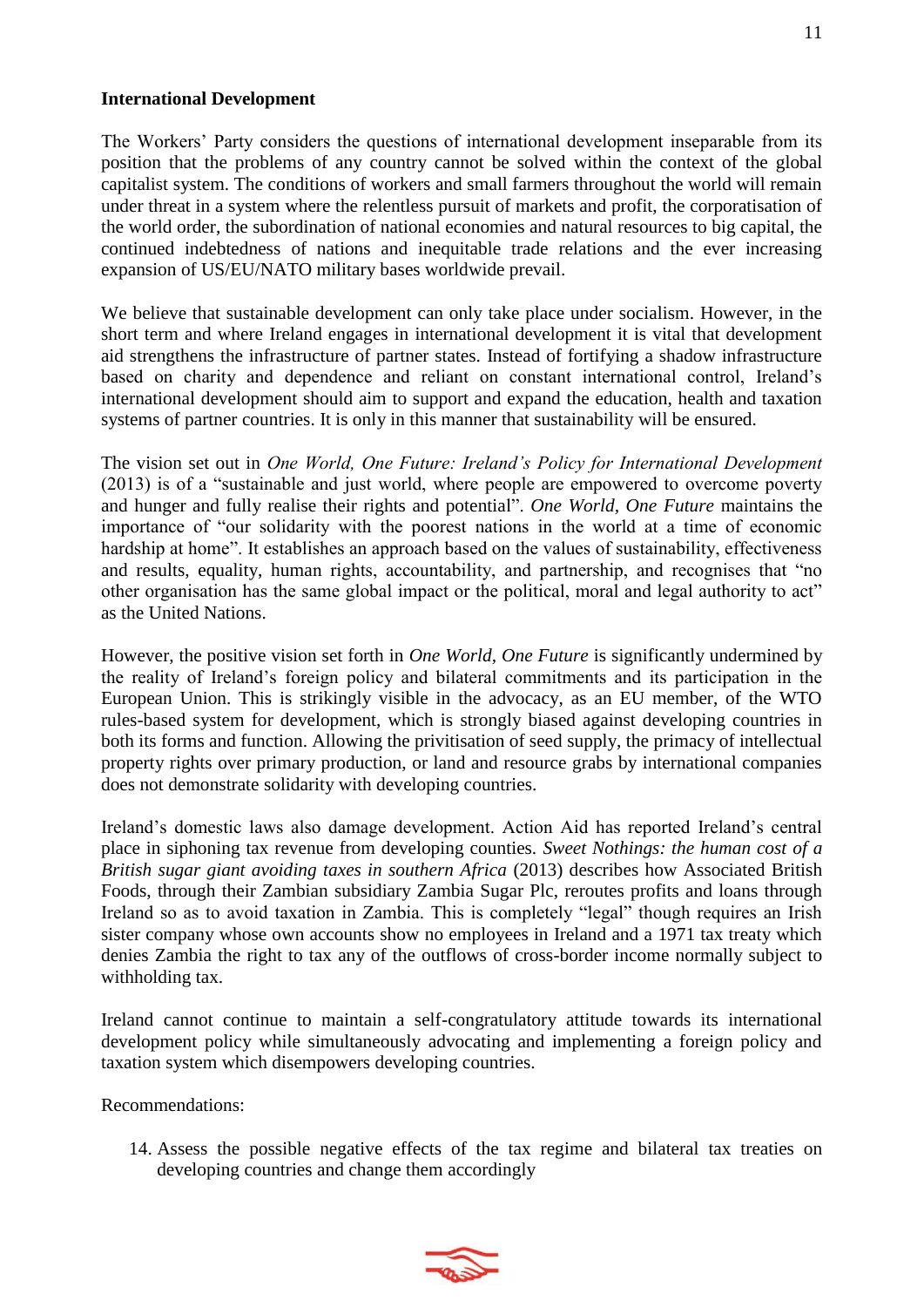**International Development**

The Workers' Party considers the questions of international development inseparable from its position that the problems of any country cannot be solved within the context of the global capitalist system. The conditions of workers and small farmers throughout the world will remain under threat in a system where the relentless pursuit of markets and profit, the corporatisation of the world order, the subordination of national economies and natural resources to big capital, the continued indebtedness of nations and inequitable trade relations and the ever increasing expansion of US/EU/NATO military bases worldwide prevail.

We believe that sustainable development can only take place under socialism. However, in the short term and where Ireland engages in international development it is vital that development aid strengthens the infrastructure of partner states. Instead of fortifying a shadow infrastructure based on charity and dependence and reliant on constant international control, Ireland's international development should aim to support and expand the education, health and taxation systems of partner countries. It is only in this manner that sustainability will be ensured.

The vision set out in *One World, One Future: Ireland's Policy for International Development* (2013) is of a "sustainable and just world, where people are empowered to overcome poverty and hunger and fully realise their rights and potential". *One World, One Future* maintains the importance of "our solidarity with the poorest nations in the world at a time of economic hardship at home". It establishes an approach based on the values of sustainability, effectiveness and results, equality, human rights, accountability, and partnership, and recognises that "no other organisation has the same global impact or the political, moral and legal authority to act" as the United Nations.

However, the positive vision set forth in *One World, One Future* is significantly undermined by the reality of Ireland's foreign policy and bilateral commitments and its participation in the European Union. This is strikingly visible in the advocacy, as an EU member, of the WTO rules-based system for development, which is strongly biased against developing countries in both its forms and function. Allowing the privitisation of seed supply, the primacy of intellectual property rights over primary production, or land and resource grabs by international companies does not demonstrate solidarity with developing countries.

Ireland's domestic laws also damage development. Action Aid has reported Ireland's central place in siphoning tax revenue from developing counties. *Sweet Nothings: the human cost of a British sugar giant avoiding taxes in southern Africa* (2013) describes how Associated British Foods, through their Zambian subsidiary Zambia Sugar Plc, reroutes profits and loans through Ireland so as to avoid taxation in Zambia. This is completely "legal" though requires an Irish sister company whose own accounts show no employees in Ireland and a 1971 tax treaty which denies Zambia the right to tax any of the outflows of cross-border income normally subject to withholding tax.

Ireland cannot continue to maintain a self-congratulatory attitude towards its international development policy while simultaneously advocating and implementing a foreign policy and taxation system which disempowers developing countries.

Recommendations:

14. Assess the possible negative effects of the tax regime and bilateral tax treaties on developing countries and change them accordingly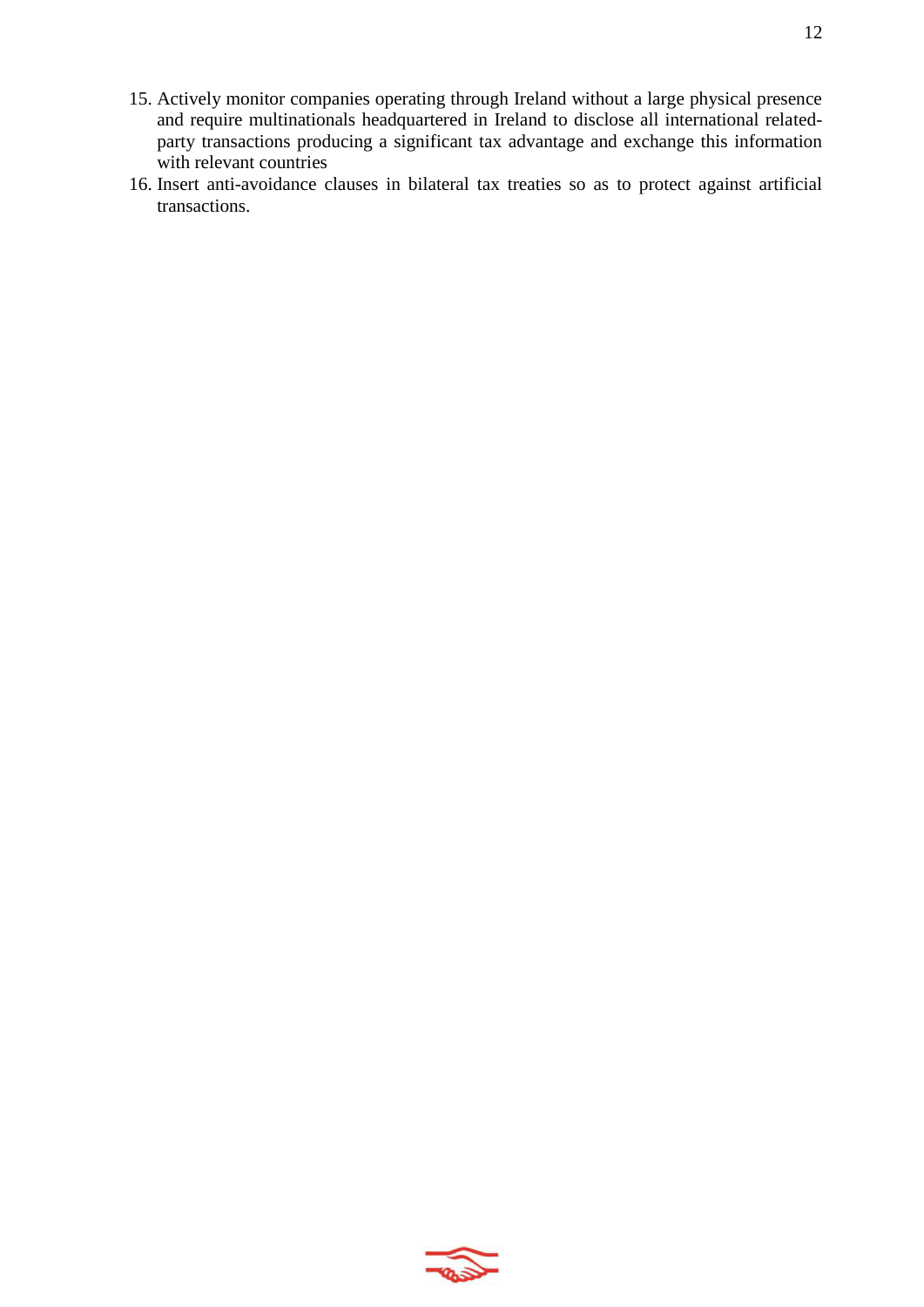15. Actively monitor companies operating through Ireland without a large physical presence and require multinationals headquartered in Ireland to disclose all international related-party transactions producing a significant tax advantage and exchange this information with relevant countries
16. Insert anti-avoidance clauses in bilateral tax treaties so as to protect against artificial transactions.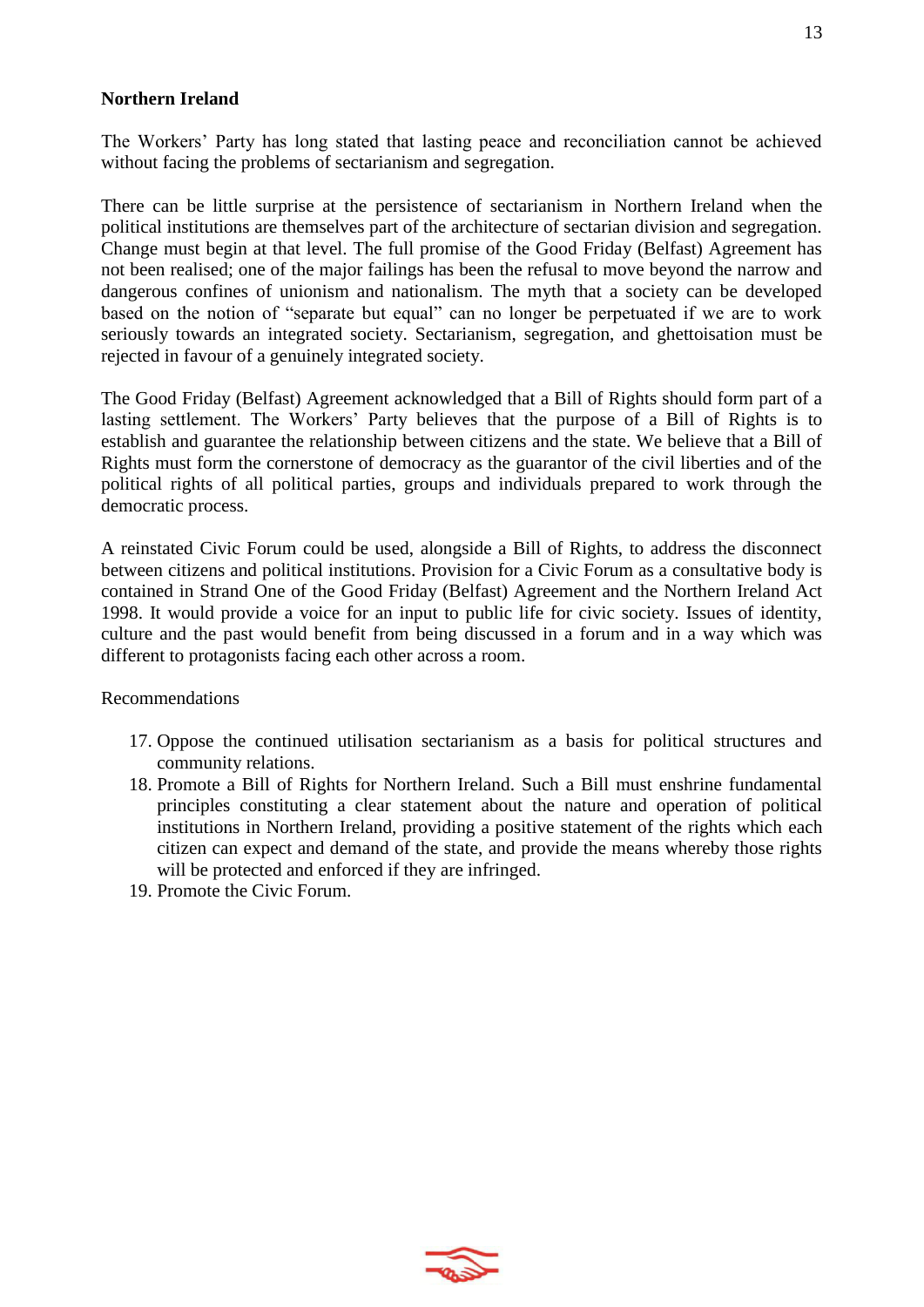## Northern Ireland

The Workers' Party has long stated that lasting peace and reconciliation cannot be achieved without facing the problems of sectarianism and segregation.

There can be little surprise at the persistence of sectarianism in Northern Ireland when the political institutions are themselves part of the architecture of sectarian division and segregation. Change must begin at that level. The full promise of the Good Friday (Belfast) Agreement has not been realised; one of the major failings has been the refusal to move beyond the narrow and dangerous confines of unionism and nationalism. The myth that a society can be developed based on the notion of "separate but equal" can no longer be perpetuated if we are to work seriously towards an integrated society. Sectarianism, segregation, and ghettoisation must be rejected in favour of a genuinely integrated society.

The Good Friday (Belfast) Agreement acknowledged that a Bill of Rights should form part of a lasting settlement. The Workers' Party believes that the purpose of a Bill of Rights is to establish and guarantee the relationship between citizens and the state. We believe that a Bill of Rights must form the cornerstone of democracy as the guarantor of the civil liberties and of the political rights of all political parties, groups and individuals prepared to work through the democratic process.

A reinstated Civic Forum could be used, alongside a Bill of Rights, to address the disconnect between citizens and political institutions. Provision for a Civic Forum as a consultative body is contained in Strand One of the Good Friday (Belfast) Agreement and the Northern Ireland Act 1998. It would provide a voice for an input to public life for civic society. Issues of identity, culture and the past would benefit from being discussed in a forum and in a way which was different to protagonists facing each other across a room.

Recommendations

17. Oppose the continued utilisation sectarianism as a basis for political structures and community relations.
18. Promote a Bill of Rights for Northern Ireland. Such a Bill must enshrine fundamental principles constituting a clear statement about the nature and operation of political institutions in Northern Ireland, providing a positive statement of the rights which each citizen can expect and demand of the state, and provide the means whereby those rights will be protected and enforced if they are infringed.
19. Promote the Civic Forum.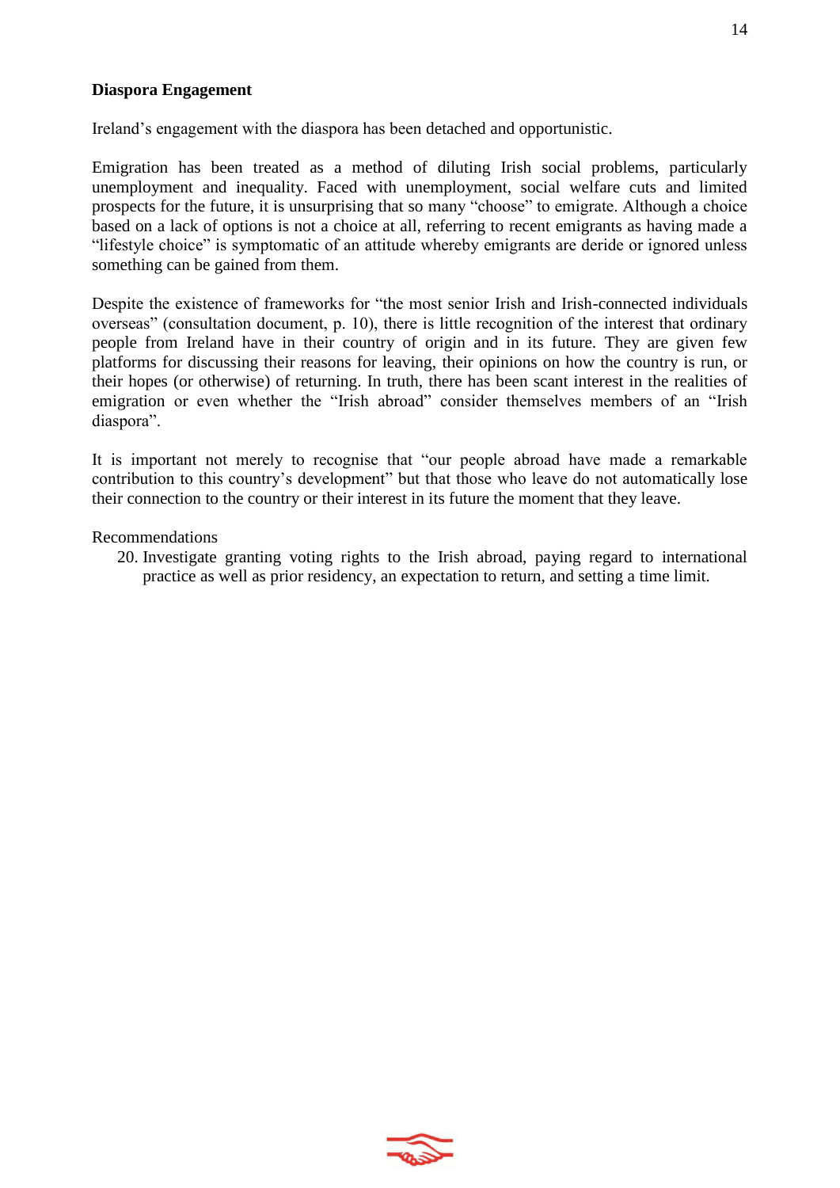**Diaspora Engagement**

Ireland's engagement with the diaspora has been detached and opportunistic.

Emigration has been treated as a method of diluting Irish social problems, particularly unemployment and inequality. Faced with unemployment, social welfare cuts and limited prospects for the future, it is unsurprising that so many "choose" to emigrate. Although a choice based on a lack of options is not a choice at all, referring to recent emigrants as having made a "lifestyle choice" is symptomatic of an attitude whereby emigrants are deride or ignored unless something can be gained from them.

Despite the existence of frameworks for "the most senior Irish and Irish-connected individuals overseas" (consultation document, p. 10), there is little recognition of the interest that ordinary people from Ireland have in their country of origin and in its future. They are given few platforms for discussing their reasons for leaving, their opinions on how the country is run, or their hopes (or otherwise) of returning. In truth, there has been scant interest in the realities of emigration or even whether the "Irish abroad" consider themselves members of an "Irish diaspora".

It is important not merely to recognise that "our people abroad have made a remarkable contribution to this country's development" but that those who leave do not automatically lose their connection to the country or their interest in its future the moment that they leave.

Recommendations

20. Investigate granting voting rights to the Irish abroad, paying regard to international practice as well as prior residency, an expectation to return, and setting a time limit.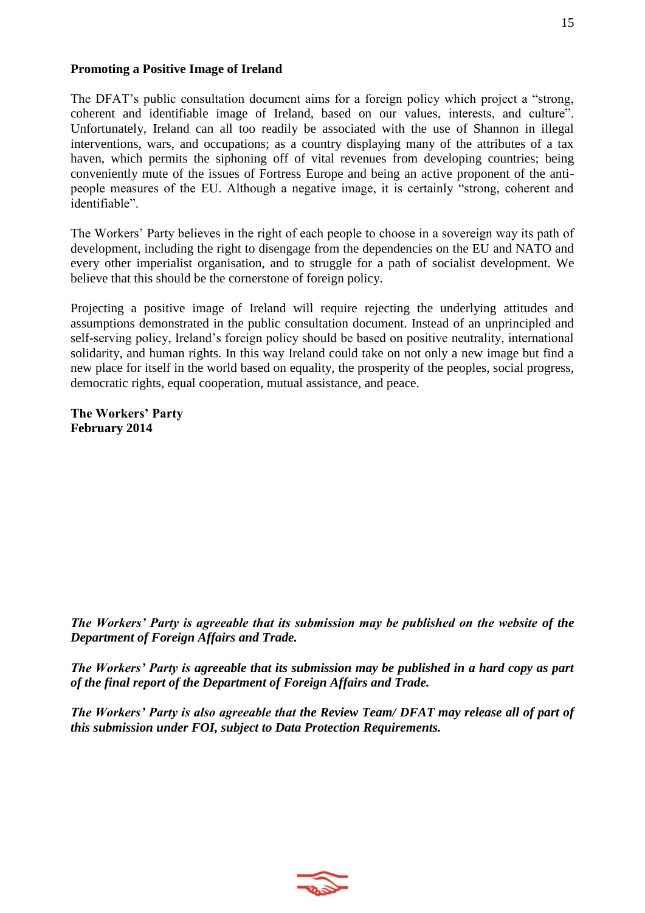**Promoting a Positive Image of Ireland**

The DFAT's public consultation document aims for a foreign policy which project a "strong, coherent and identifiable image of Ireland, based on our values, interests, and culture". Unfortunately, Ireland can all too readily be associated with the use of Shannon in illegal interventions, wars, and occupations; as a country displaying many of the attributes of a tax haven, which permits the siphoning off of vital revenues from developing countries; being conveniently mute of the issues of Fortress Europe and being an active proponent of the anti-people measures of the EU. Although a negative image, it is certainly "strong, coherent and identifiable".

The Workers' Party believes in the right of each people to choose in a sovereign way its path of development, including the right to disengage from the dependencies on the EU and NATO and every other imperialist organisation, and to struggle for a path of socialist development. We believe that this should be the cornerstone of foreign policy.

Projecting a positive image of Ireland will require rejecting the underlying attitudes and assumptions demonstrated in the public consultation document. Instead of an unprincipled and self-serving policy, Ireland's foreign policy should be based on positive neutrality, international solidarity, and human rights. In this way Ireland could take on not only a new image but find a new place for itself in the world based on equality, the prosperity of the peoples, social progress, democratic rights, equal cooperation, mutual assistance, and peace.

**The Workers' Party**
**February 2014**

***The Workers' Party is agreeable that its submission may be published on the website of the Department of Foreign Affairs and Trade.***

***The Workers' Party is agreeable that its submission may be published in a hard copy as part of the final report of the Department of Foreign Affairs and Trade.***

***The Workers' Party is also agreeable that the Review Team/ DFAT may release all of part of this submission under FOI, subject to Data Protection Requirements.***